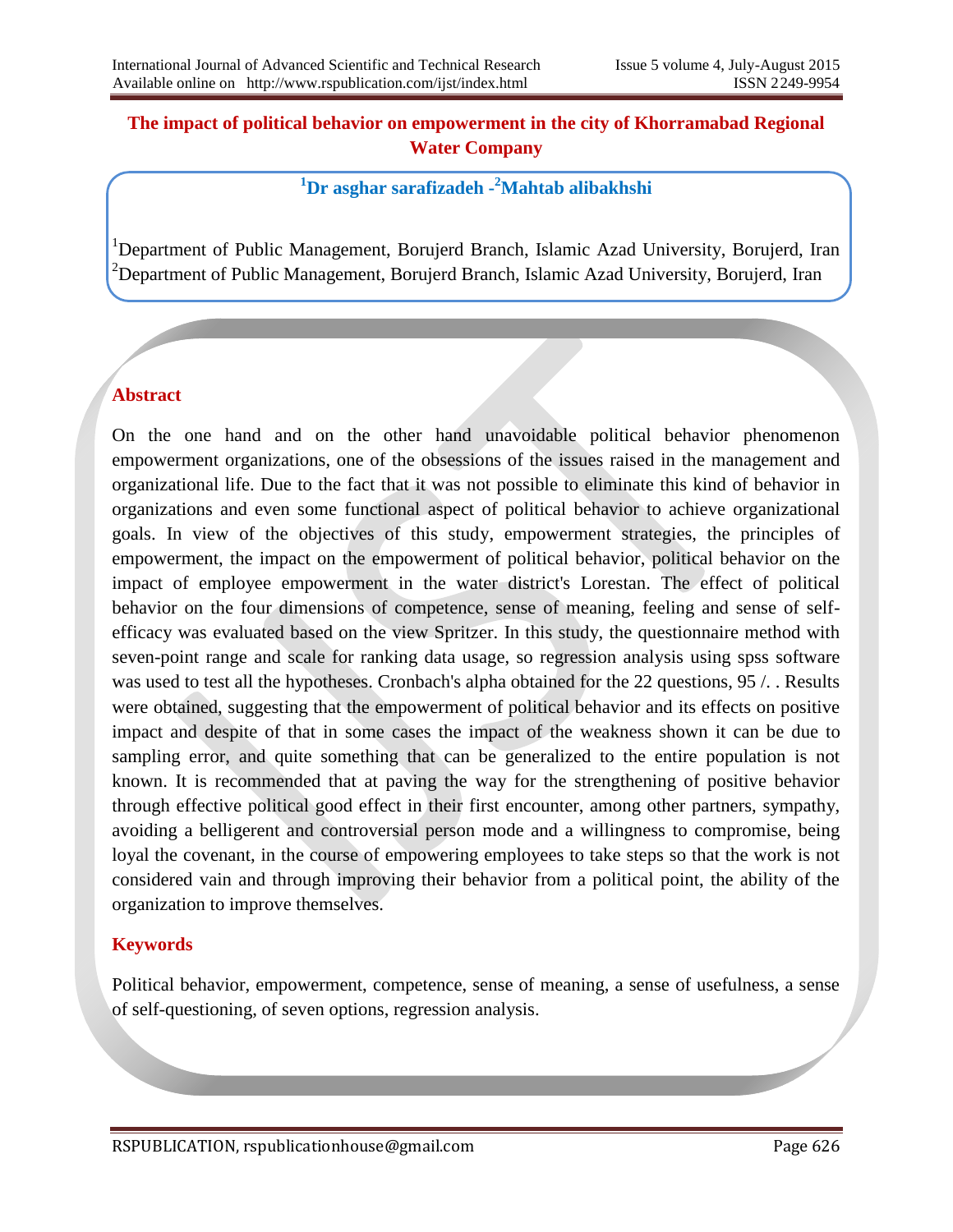# The impact of political behavior on empowerment in the city of Khorramabad Regional Water Company

**[1]Dr asghar sarafizadeh -[2]Mahtab alibakhshi**

[1]Department of Public Management, Borujerd Branch, Islamic Azad University, Borujerd, Iran
[2]Department of Public Management, Borujerd Branch, Islamic Azad University, Borujerd, Iran

## Abstract

On the one hand and on the other hand unavoidable political behavior phenomenon empowerment organizations, one of the obsessions of the issues raised in the management and organizational life. Due to the fact that it was not possible to eliminate this kind of behavior in organizations and even some functional aspect of political behavior to achieve organizational goals. In view of the objectives of this study, empowerment strategies, the principles of empowerment, the impact on the empowerment of political behavior, political behavior on the impact of employee empowerment in the water district's Lorestan. The effect of political behavior on the four dimensions of competence, sense of meaning, feeling and sense of self-efficacy was evaluated based on the view Spritzer. In this study, the questionnaire method with seven-point range and scale for ranking data usage, so regression analysis using spss software was used to test all the hypotheses. Cronbach's alpha obtained for the 22 questions, 95 /. . Results were obtained, suggesting that the empowerment of political behavior and its effects on positive impact and despite of that in some cases the impact of the weakness shown it can be due to sampling error, and quite something that can be generalized to the entire population is not known. It is recommended that at paving the way for the strengthening of positive behavior through effective political good effect in their first encounter, among other partners, sympathy, avoiding a belligerent and controversial person mode and a willingness to compromise, being loyal the covenant, in the course of empowering employees to take steps so that the work is not considered vain and through improving their behavior from a political point, the ability of the organization to improve themselves.

## Keywords

Political behavior, empowerment, competence, sense of meaning, a sense of usefulness, a sense of self-questioning, of seven options, regression analysis.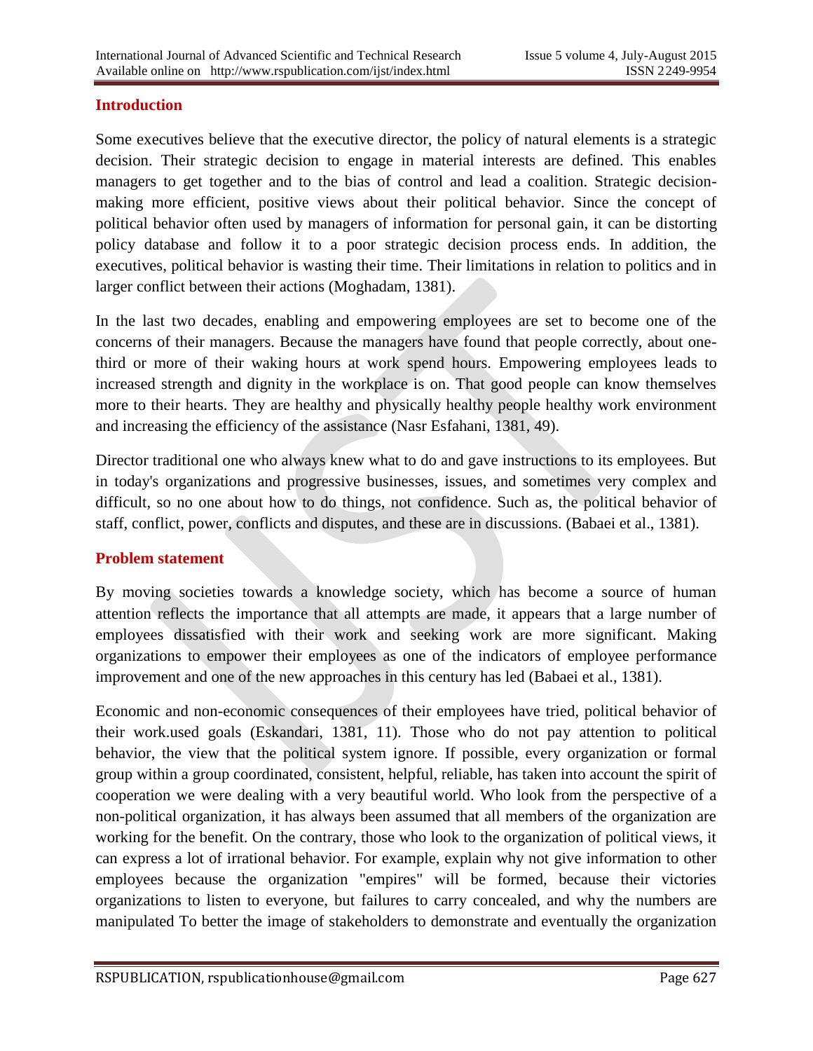## Introduction

Some executives believe that the executive director, the policy of natural elements is a strategic decision. Their strategic decision to engage in material interests are defined. This enables managers to get together and to the bias of control and lead a coalition. Strategic decision-making more efficient, positive views about their political behavior. Since the concept of political behavior often used by managers of information for personal gain, it can be distorting policy database and follow it to a poor strategic decision process ends. In addition, the executives, political behavior is wasting their time. Their limitations in relation to politics and in larger conflict between their actions (Moghadam, 1381).

In the last two decades, enabling and empowering employees are set to become one of the concerns of their managers. Because the managers have found that people correctly, about one-third or more of their waking hours at work spend hours. Empowering employees leads to increased strength and dignity in the workplace is on. That good people can know themselves more to their hearts. They are healthy and physically healthy people healthy work environment and increasing the efficiency of the assistance (Nasr Esfahani, 1381, 49).

Director traditional one who always knew what to do and gave instructions to its employees. But in today's organizations and progressive businesses, issues, and sometimes very complex and difficult, so no one about how to do things, not confidence. Such as, the political behavior of staff, conflict, power, conflicts and disputes, and these are in discussions. (Babaei et al., 1381).

## Problem statement

By moving societies towards a knowledge society, which has become a source of human attention reflects the importance that all attempts are made, it appears that a large number of employees dissatisfied with their work and seeking work are more significant. Making organizations to empower their employees as one of the indicators of employee performance improvement and one of the new approaches in this century has led (Babaei et al., 1381).

Economic and non-economic consequences of their employees have tried, political behavior of their work.used goals (Eskandari, 1381, 11). Those who do not pay attention to political behavior, the view that the political system ignore. If possible, every organization or formal group within a group coordinated, consistent, helpful, reliable, has taken into account the spirit of cooperation we were dealing with a very beautiful world. Who look from the perspective of a non-political organization, it has always been assumed that all members of the organization are working for the benefit. On the contrary, those who look to the organization of political views, it can express a lot of irrational behavior. For example, explain why not give information to other employees because the organization "empires" will be formed, because their victories organizations to listen to everyone, but failures to carry concealed, and why the numbers are manipulated To better the image of stakeholders to demonstrate and eventually the organization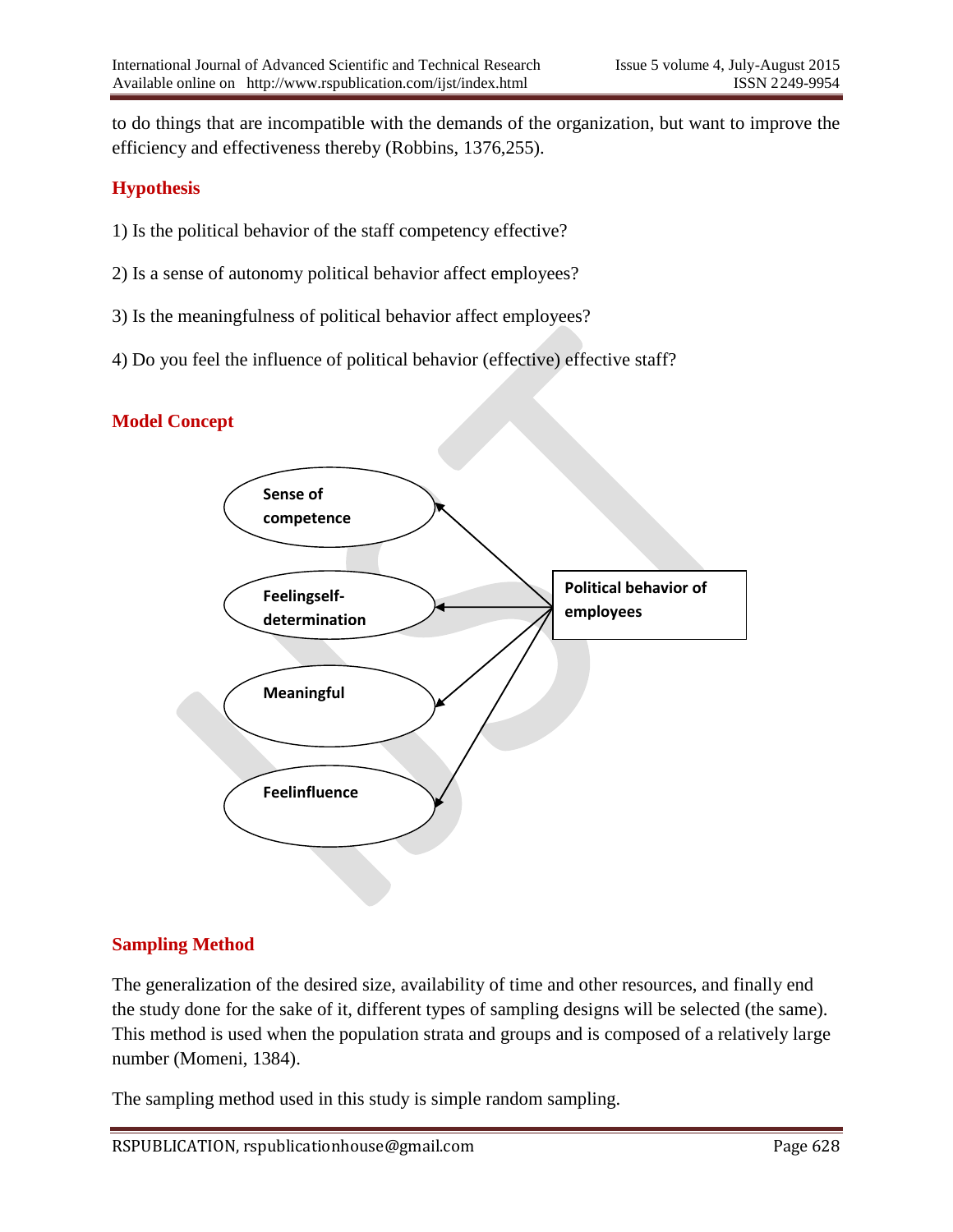to do things that are incompatible with the demands of the organization, but want to improve the efficiency and effectiveness thereby (Robbins, 1376,255).

## Hypothesis

1) Is the political behavior of the staff competency effective?

2) Is a sense of autonomy political behavior affect employees?

3) Is the meaningfulness of political behavior affect employees?

4) Do you feel the influence of political behavior (effective) effective staff?

## Model Concept

Sense of competence

Feelingself-determination

Meaningful

Feelinfluence

Political behavior of employees

## Sampling Method

The generalization of the desired size, availability of time and other resources, and finally end the study done for the sake of it, different types of sampling designs will be selected (the same). This method is used when the population strata and groups and is composed of a relatively large number (Momeni, 1384).

The sampling method used in this study is simple random sampling.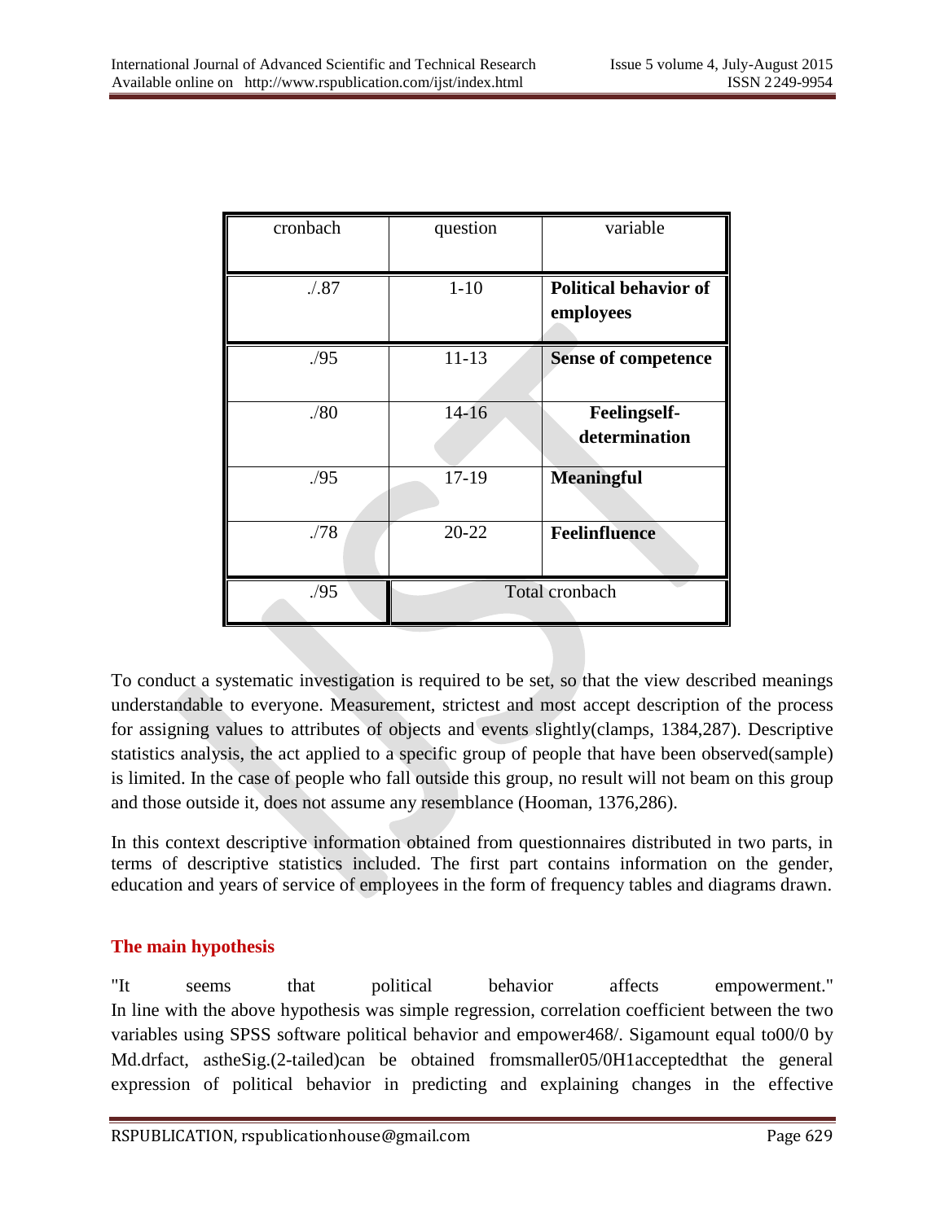| cronbach | question | variable |
|---|---|---|
| ./.87 | 1-10 | **Political behavior of employees** |
| ./95 | 11-13 | **Sense of competence** |
| ./80 | 14-16 | **Feelingself-determination** |
| ./95 | 17-19 | **Meaningful** |
| ./78 | 20-22 | **Feelinfluence** |
| ./95 | Total cronbach | |

To conduct a systematic investigation is required to be set, so that the view described meanings understandable to everyone. Measurement, strictest and most accept description of the process for assigning values to attributes of objects and events slightly(clamps, 1384,287). Descriptive statistics analysis, the act applied to a specific group of people that have been observed(sample) is limited. In the case of people who fall outside this group, no result will not beam on this group and those outside it, does not assume any resemblance (Hooman, 1376,286).

In this context descriptive information obtained from questionnaires distributed in two parts, in terms of descriptive statistics included. The first part contains information on the gender, education and years of service of employees in the form of frequency tables and diagrams drawn.

## The main hypothesis

"It seems that political behavior affects empowerment."
In line with the above hypothesis was simple regression, correlation coefficient between the two variables using SPSS software political behavior and empower468/. Sigamount equal to00/0 by Md.drfact, astheSig.(2-tailed)can be obtained fromsmaller05/0H1acceptedthat the general expression of political behavior in predicting and explaining changes in the effective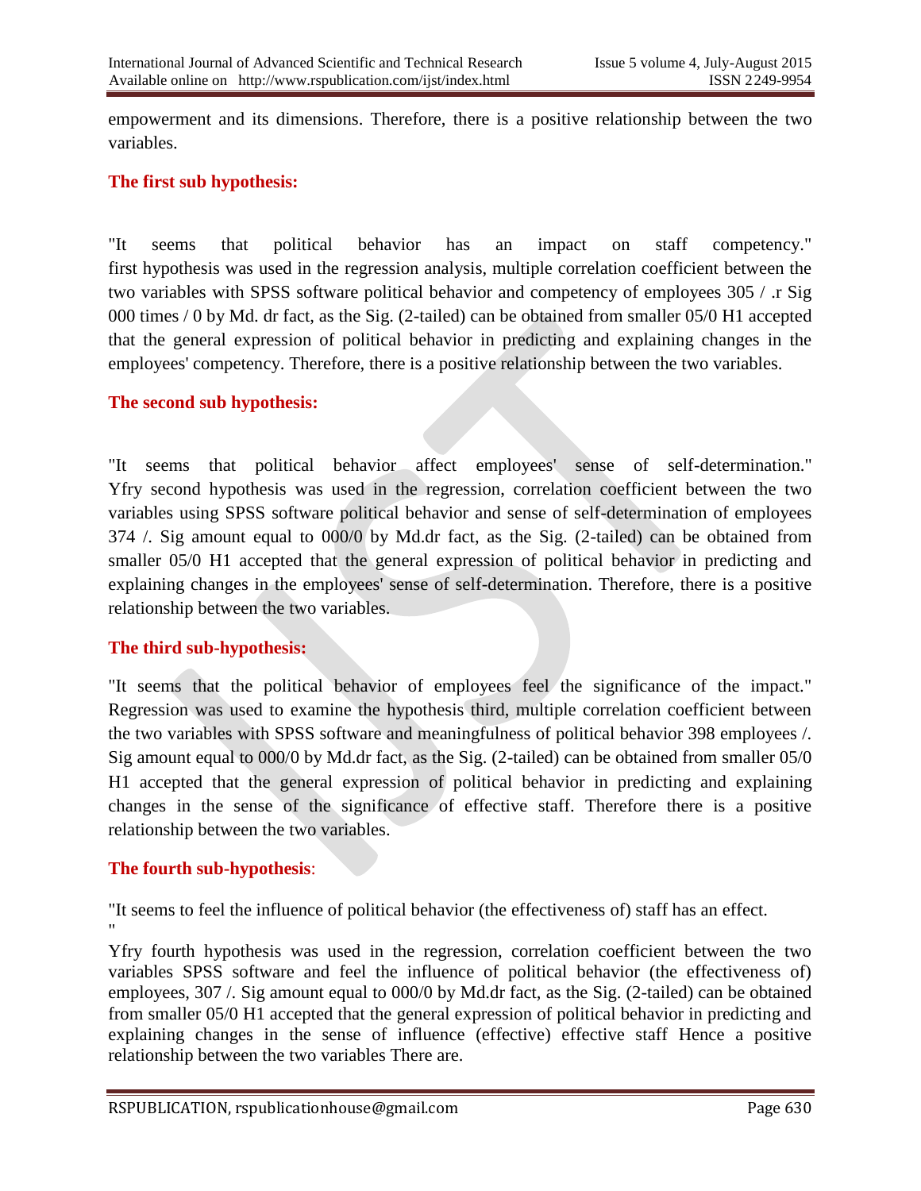empowerment and its dimensions. Therefore, there is a positive relationship between the two variables.

### The first sub hypothesis:

"It seems that political behavior has an impact on staff competency." first hypothesis was used in the regression analysis, multiple correlation coefficient between the two variables with SPSS software political behavior and competency of employees 305 / .r Sig 000 times / 0 by Md. dr fact, as the Sig. (2-tailed) can be obtained from smaller 05/0 H1 accepted that the general expression of political behavior in predicting and explaining changes in the employees' competency. Therefore, there is a positive relationship between the two variables.

### The second sub hypothesis:

"It seems that political behavior affect employees' sense of self-determination." Yfry second hypothesis was used in the regression, correlation coefficient between the two variables using SPSS software political behavior and sense of self-determination of employees 374 /. Sig amount equal to 000/0 by Md.dr fact, as the Sig. (2-tailed) can be obtained from smaller 05/0 H1 accepted that the general expression of political behavior in predicting and explaining changes in the employees' sense of self-determination. Therefore, there is a positive relationship between the two variables.

### The third sub-hypothesis:

"It seems that the political behavior of employees feel the significance of the impact." Regression was used to examine the hypothesis third, multiple correlation coefficient between the two variables with SPSS software and meaningfulness of political behavior 398 employees /. Sig amount equal to 000/0 by Md.dr fact, as the Sig. (2-tailed) can be obtained from smaller 05/0 H1 accepted that the general expression of political behavior in predicting and explaining changes in the sense of the significance of effective staff. Therefore there is a positive relationship between the two variables.

### The fourth sub-hypothesis:

"It seems to feel the influence of political behavior (the effectiveness of) staff has an effect. "

Yfry fourth hypothesis was used in the regression, correlation coefficient between the two variables SPSS software and feel the influence of political behavior (the effectiveness of) employees, 307 /. Sig amount equal to 000/0 by Md.dr fact, as the Sig. (2-tailed) can be obtained from smaller 05/0 H1 accepted that the general expression of political behavior in predicting and explaining changes in the sense of influence (effective) effective staff Hence a positive relationship between the two variables There are.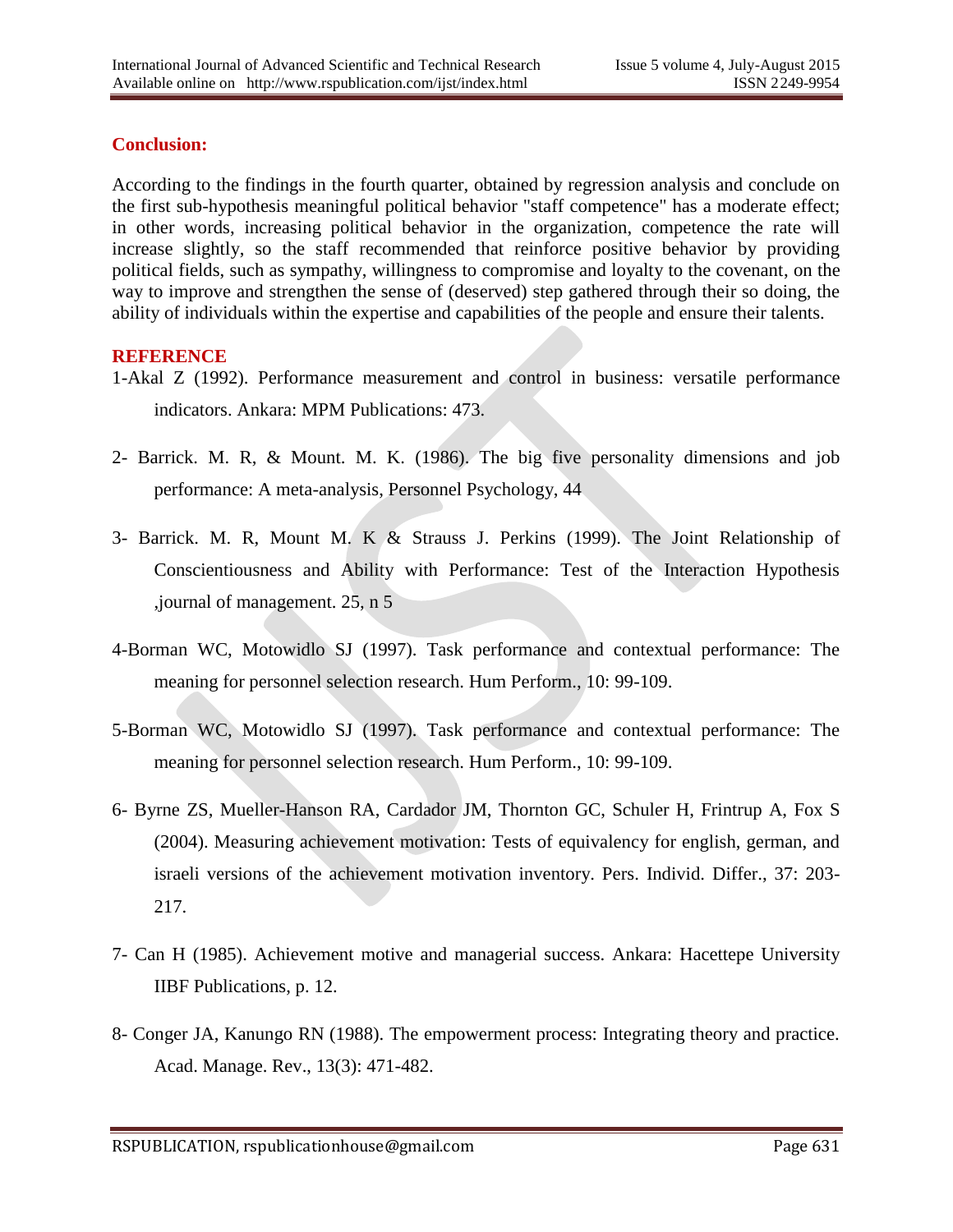## Conclusion:

According to the findings in the fourth quarter, obtained by regression analysis and conclude on the first sub-hypothesis meaningful political behavior "staff competence" has a moderate effect; in other words, increasing political behavior in the organization, competence the rate will increase slightly, so the staff recommended that reinforce positive behavior by providing political fields, such as sympathy, willingness to compromise and loyalty to the covenant, on the way to improve and strengthen the sense of (deserved) step gathered through their so doing, the ability of individuals within the expertise and capabilities of the people and ensure their talents.

## REFERENCE

1-Akal Z (1992). Performance measurement and control in business: versatile performance indicators. Ankara: MPM Publications: 473.

2- Barrick. M. R, & Mount. M. K. (1986). The big five personality dimensions and job performance: A meta-analysis, Personnel Psychology, 44

3- Barrick. M. R, Mount M. K & Strauss J. Perkins (1999). The Joint Relationship of Conscientiousness and Ability with Performance: Test of the Interaction Hypothesis ,journal of management. 25, n 5

4-Borman WC, Motowidlo SJ (1997). Task performance and contextual performance: The meaning for personnel selection research. Hum Perform., 10: 99-109.

5-Borman WC, Motowidlo SJ (1997). Task performance and contextual performance: The meaning for personnel selection research. Hum Perform., 10: 99-109.

6- Byrne ZS, Mueller-Hanson RA, Cardador JM, Thornton GC, Schuler H, Frintrup A, Fox S (2004). Measuring achievement motivation: Tests of equivalency for english, german, and israeli versions of the achievement motivation inventory. Pers. Individ. Differ., 37: 203-217.

7- Can H (1985). Achievement motive and managerial success. Ankara: Hacettepe University IIBF Publications, p. 12.

8- Conger JA, Kanungo RN (1988). The empowerment process: Integrating theory and practice. Acad. Manage. Rev., 13(3): 471-482.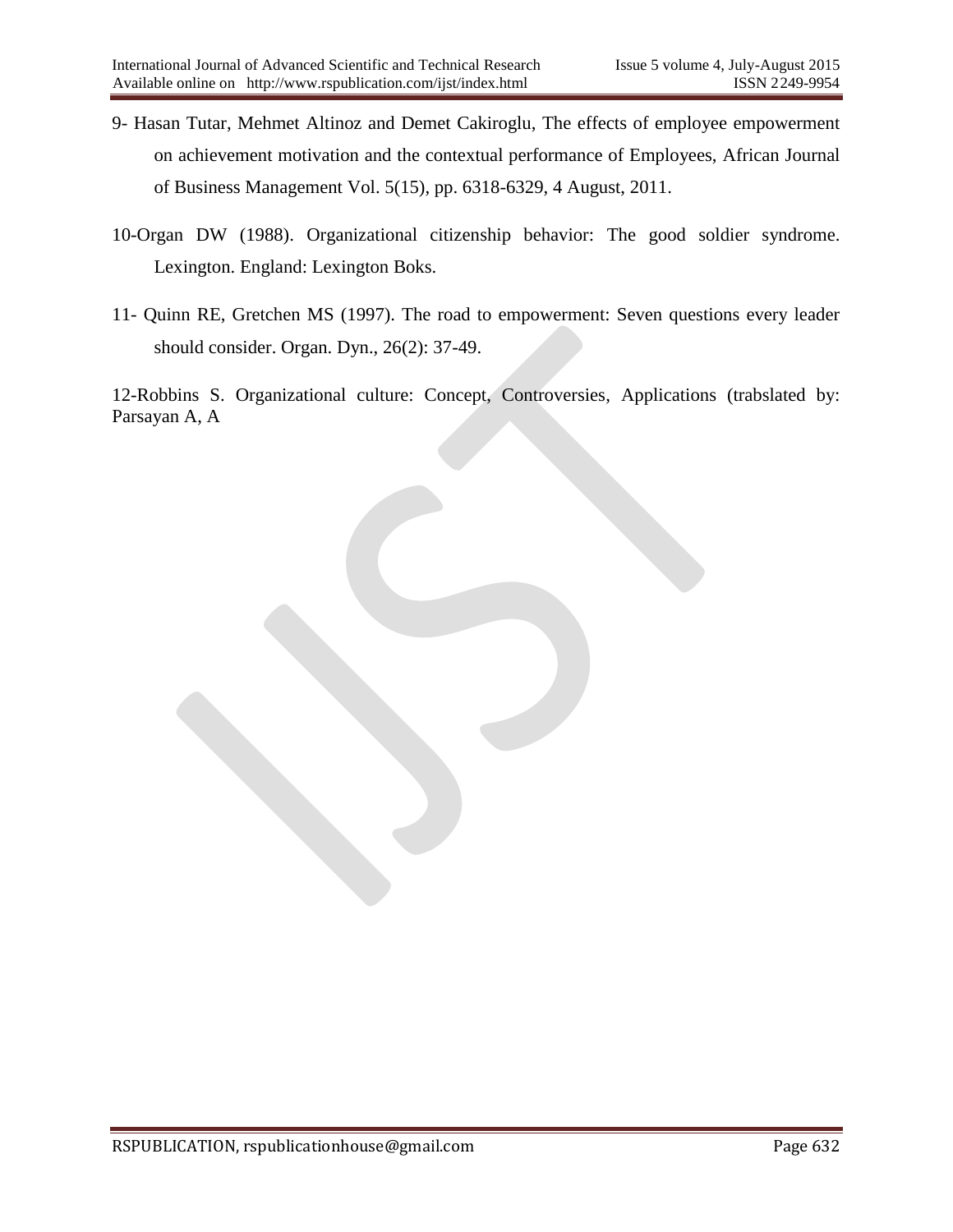9- Hasan Tutar, Mehmet Altinoz and Demet Cakiroglu, The effects of employee empowerment on achievement motivation and the contextual performance of Employees, African Journal of Business Management Vol. 5(15), pp. 6318-6329, 4 August, 2011.

10-Organ DW (1988). Organizational citizenship behavior: The good soldier syndrome. Lexington. England: Lexington Boks.

11- Quinn RE, Gretchen MS (1997). The road to empowerment: Seven questions every leader should consider. Organ. Dyn., 26(2): 37-49.

12-Robbins S. Organizational culture: Concept, Controversies, Applications (trabslated by: Parsayan A, A